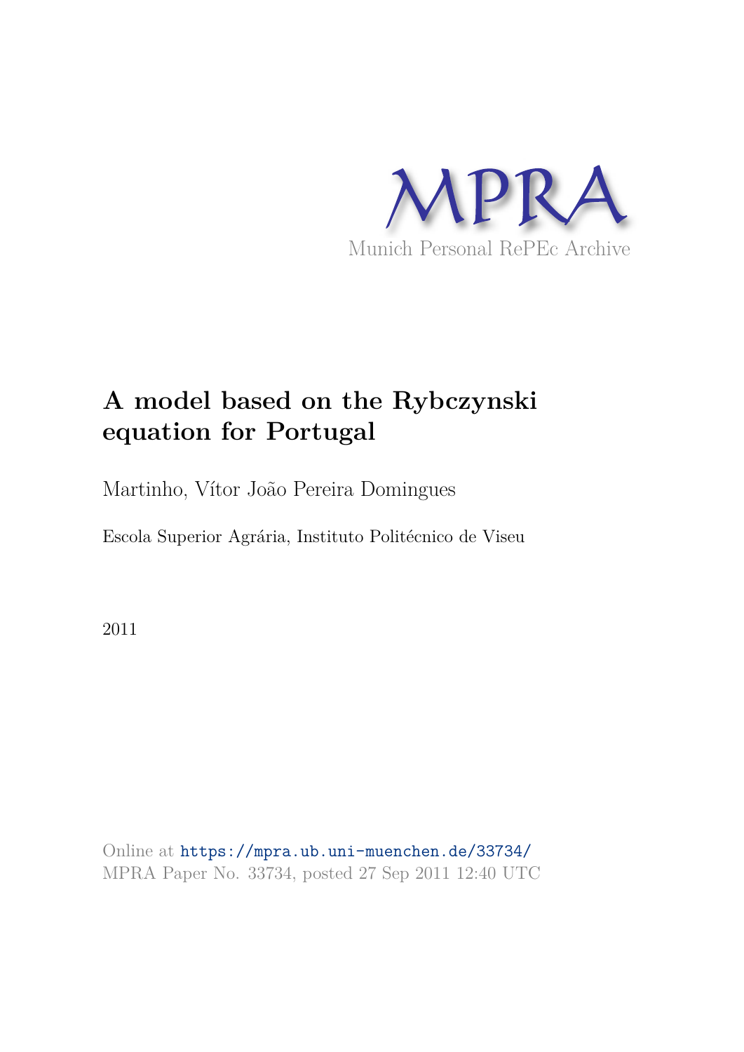MPRA

Munich Personal RePEc Archive

# A model based on the Rybczynski equation for Portugal

Martinho, Vítor João Pereira Domingues

Escola Superior Agrária, Instituto Politécnico de Viseu

2011

Online at https://mpra.ub.uni-muenchen.de/33734/
MPRA Paper No. 33734, posted 27 Sep 2011 12:40 UTC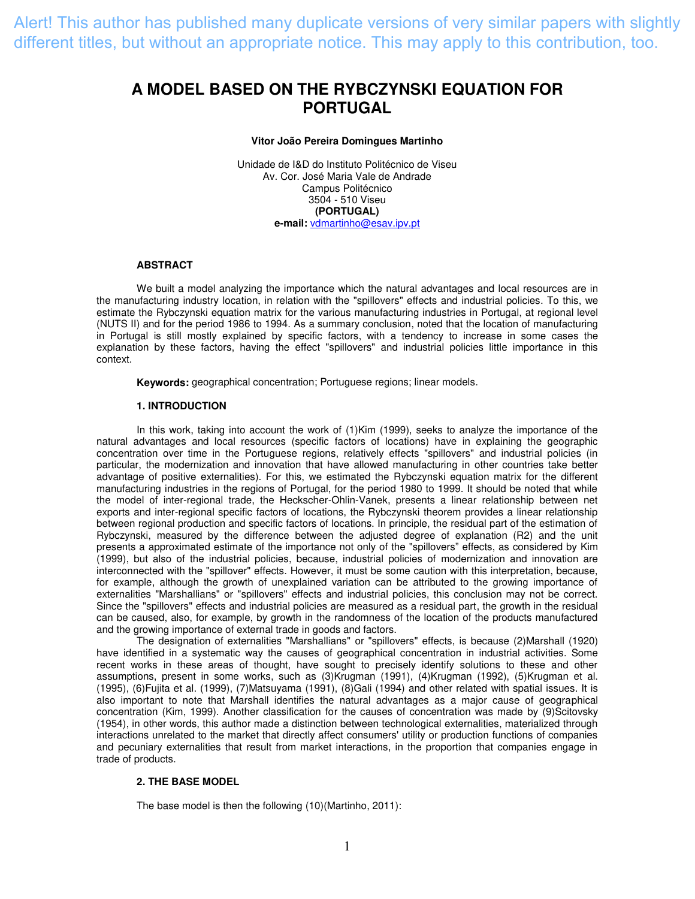Alert! This author has published many duplicate versions of very similar papers with slightly different titles, but without an appropriate notice. This may apply to this contribution, too.

# A MODEL BASED ON THE RYBCZYNSKI EQUATION FOR PORTUGAL

**Vitor João Pereira Domingues Martinho**

Unidade de I&D do Instituto Politécnico de Viseu
Av. Cor. José Maria Vale de Andrade
Campus Politécnico
3504 - 510 Viseu
**(PORTUGAL)**
**e-mail:** vdmartinho@esav.ipv.pt

## ABSTRACT

We built a model analyzing the importance which the natural advantages and local resources are in the manufacturing industry location, in relation with the "spillovers" effects and industrial policies. To this, we estimate the Rybczynski equation matrix for the various manufacturing industries in Portugal, at regional level (NUTS II) and for the period 1986 to 1994. As a summary conclusion, noted that the location of manufacturing in Portugal is still mostly explained by specific factors, with a tendency to increase in some cases the explanation by these factors, having the effect "spillovers" and industrial policies little importance in this context.

**Keywords:** geographical concentration; Portuguese regions; linear models.

## 1. INTRODUCTION

In this work, taking into account the work of (1)Kim (1999), seeks to analyze the importance of the natural advantages and local resources (specific factors of locations) have in explaining the geographic concentration over time in the Portuguese regions, relatively effects "spillovers" and industrial policies (in particular, the modernization and innovation that have allowed manufacturing in other countries take better advantage of positive externalities). For this, we estimated the Rybczynski equation matrix for the different manufacturing industries in the regions of Portugal, for the period 1980 to 1999. It should be noted that while the model of inter-regional trade, the Heckscher-Ohlin-Vanek, presents a linear relationship between net exports and inter-regional specific factors of locations, the Rybczynski theorem provides a linear relationship between regional production and specific factors of locations. In principle, the residual part of the estimation of Rybczynski, measured by the difference between the adjusted degree of explanation (R2) and the unit presents a approximated estimate of the importance not only of the "spillovers" effects, as considered by Kim (1999), but also of the industrial policies, because, industrial policies of modernization and innovation are interconnected with the "spillover" effects. However, it must be some caution with this interpretation, because, for example, although the growth of unexplained variation can be attributed to the growing importance of externalities "Marshallians" or "spillovers" effects and industrial policies, this conclusion may not be correct. Since the "spillovers" effects and industrial policies are measured as a residual part, the growth in the residual can be caused, also, for example, by growth in the randomness of the location of the products manufactured and the growing importance of external trade in goods and factors.

The designation of externalities "Marshallians" or "spillovers" effects, is because (2)Marshall (1920) have identified in a systematic way the causes of geographical concentration in industrial activities. Some recent works in these areas of thought, have sought to precisely identify solutions to these and other assumptions, present in some works, such as (3)Krugman (1991), (4)Krugman (1992), (5)Krugman et al. (1995), (6)Fujita et al. (1999), (7)Matsuyama (1991), (8)Gali (1994) and other related with spatial issues. It is also important to note that Marshall identifies the natural advantages as a major cause of geographical concentration (Kim, 1999). Another classification for the causes of concentration was made by (9)Scitovsky (1954), in other words, this author made a distinction between technological externalities, materialized through interactions unrelated to the market that directly affect consumers' utility or production functions of companies and pecuniary externalities that result from market interactions, in the proportion that companies engage in trade of products.

## 2. THE BASE MODEL

The base model is then the following (10)(Martinho, 2011):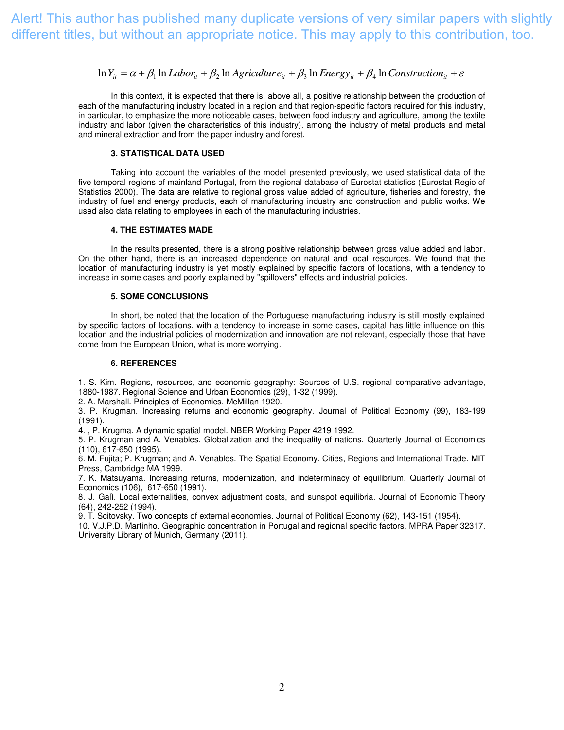Alert! This author has published many duplicate versions of very similar papers with slightly different titles, but without an appropriate notice. This may apply to this contribution, too.

$$\ln Y_{it} = \alpha + \beta_1 \ln Labor_{it} + \beta_2 \ln Agriculture_{it} + \beta_3 \ln Energy_{it} + \beta_4 \ln Construction_{it} + \varepsilon$$

In this context, it is expected that there is, above all, a positive relationship between the production of each of the manufacturing industry located in a region and that region-specific factors required for this industry, in particular, to emphasize the more noticeable cases, between food industry and agriculture, among the textile industry and labor (given the characteristics of this industry), among the industry of metal products and metal and mineral extraction and from the paper industry and forest.

**3. STATISTICAL DATA USED**

Taking into account the variables of the model presented previously, we used statistical data of the five temporal regions of mainland Portugal, from the regional database of Eurostat statistics (Eurostat Regio of Statistics 2000). The data are relative to regional gross value added of agriculture, fisheries and forestry, the industry of fuel and energy products, each of manufacturing industry and construction and public works. We used also data relating to employees in each of the manufacturing industries.

**4. THE ESTIMATES MADE**

In the results presented, there is a strong positive relationship between gross value added and labor. On the other hand, there is an increased dependence on natural and local resources. We found that the location of manufacturing industry is yet mostly explained by specific factors of locations, with a tendency to increase in some cases and poorly explained by "spillovers" effects and industrial policies.

**5. SOME CONCLUSIONS**

In short, be noted that the location of the Portuguese manufacturing industry is still mostly explained by specific factors of locations, with a tendency to increase in some cases, capital has little influence on this location and the industrial policies of modernization and innovation are not relevant, especially those that have come from the European Union, what is more worrying.

**6. REFERENCES**

1. S. Kim. Regions, resources, and economic geography: Sources of U.S. regional comparative advantage, 1880-1987. Regional Science and Urban Economics (29), 1-32 (1999).
2. A. Marshall. Principles of Economics. McMillan 1920.
3. P. Krugman. Increasing returns and economic geography. Journal of Political Economy (99), 183-199 (1991).
4. , P. Krugma. A dynamic spatial model. NBER Working Paper 4219 1992.
5. P. Krugman and A. Venables. Globalization and the inequality of nations. Quarterly Journal of Economics (110), 617-650 (1995).
6. M. Fujita; P. Krugman; and A. Venables. The Spatial Economy. Cities, Regions and International Trade. MIT Press, Cambridge MA 1999.
7. K. Matsuyama. Increasing returns, modernization, and indeterminacy of equilibrium. Quarterly Journal of Economics (106), 617-650 (1991).
8. J. Galì. Local externalities, convex adjustment costs, and sunspot equilibria. Journal of Economic Theory (64), 242-252 (1994).
9. T. Scitovsky. Two concepts of external economies. Journal of Political Economy (62), 143-151 (1954).
10. V.J.P.D. Martinho. Geographic concentration in Portugal and regional specific factors. MPRA Paper 32317, University Library of Munich, Germany (2011).